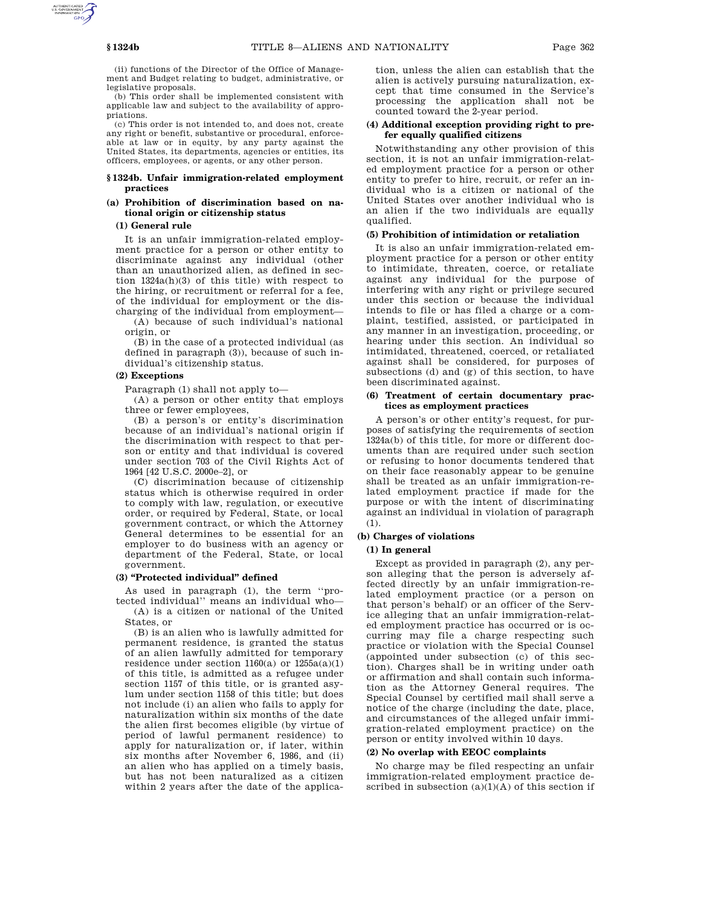(ii) functions of the Director of the Office of Management and Budget relating to budget, administrative, or legislative proposals.

(b) This order shall be implemented consistent with applicable law and subject to the availability of appropriations.

(c) This order is not intended to, and does not, create any right or benefit, substantive or procedural, enforceable at law or in equity, by any party against the United States, its departments, agencies or entities, its officers, employees, or agents, or any other person.

## § 1324b. Unfair immigration-related employment practices

### (a) Prohibition of discrimination based on national origin or citizenship status

#### (1) General rule

It is an unfair immigration-related employment practice for a person or other entity to discriminate against any individual (other than an unauthorized alien, as defined in section 1324a(h)(3) of this title) with respect to the hiring, or recruitment or referral for a fee, of the individual for employment or the discharging of the individual from employment—

(A) because of such individual's national origin, or

(B) in the case of a protected individual (as defined in paragraph (3)), because of such individual's citizenship status.

#### (2) Exceptions

Paragraph (1) shall not apply to—

(A) a person or other entity that employs three or fewer employees,

(B) a person's or entity's discrimination because of an individual's national origin if the discrimination with respect to that person or entity and that individual is covered under section 703 of the Civil Rights Act of 1964 [42 U.S.C. 2000e–2], or

(C) discrimination because of citizenship status which is otherwise required in order to comply with law, regulation, or executive order, or required by Federal, State, or local government contract, or which the Attorney General determines to be essential for an employer to do business with an agency or department of the Federal, State, or local government.

#### (3) "Protected individual" defined

As used in paragraph (1), the term ''protected individual'' means an individual who—

(A) is a citizen or national of the United States, or

(B) is an alien who is lawfully admitted for permanent residence, is granted the status of an alien lawfully admitted for temporary residence under section 1160(a) or 1255a(a)(1) of this title, is admitted as a refugee under section 1157 of this title, or is granted asylum under section 1158 of this title; but does not include (i) an alien who fails to apply for naturalization within six months of the date the alien first becomes eligible (by virtue of period of lawful permanent residence) to apply for naturalization or, if later, within six months after November 6, 1986, and (ii) an alien who has applied on a timely basis, but has not been naturalized as a citizen within 2 years after the date of the application, unless the alien can establish that the alien is actively pursuing naturalization, except that time consumed in the Service's processing the application shall not be counted toward the 2-year period.

#### (4) Additional exception providing right to prefer equally qualified citizens

Notwithstanding any other provision of this section, it is not an unfair immigration-related employment practice for a person or other entity to prefer to hire, recruit, or refer an individual who is a citizen or national of the United States over another individual who is an alien if the two individuals are equally qualified.

#### (5) Prohibition of intimidation or retaliation

It is also an unfair immigration-related employment practice for a person or other entity to intimidate, threaten, coerce, or retaliate against any individual for the purpose of interfering with any right or privilege secured under this section or because the individual intends to file or has filed a charge or a complaint, testified, assisted, or participated in any manner in an investigation, proceeding, or hearing under this section. An individual so intimidated, threatened, coerced, or retaliated against shall be considered, for purposes of subsections (d) and (g) of this section, to have been discriminated against.

#### (6) Treatment of certain documentary practices as employment practices

A person's or other entity's request, for purposes of satisfying the requirements of section 1324a(b) of this title, for more or different documents than are required under such section or refusing to honor documents tendered that on their face reasonably appear to be genuine shall be treated as an unfair immigration-related employment practice if made for the purpose or with the intent of discriminating against an individual in violation of paragraph (1).

### (b) Charges of violations

#### (1) In general

Except as provided in paragraph (2), any person alleging that the person is adversely affected directly by an unfair immigration-related employment practice (or a person on that person's behalf) or an officer of the Service alleging that an unfair immigration-related employment practice has occurred or is occurring may file a charge respecting such practice or violation with the Special Counsel (appointed under subsection (c) of this section). Charges shall be in writing under oath or affirmation and shall contain such information as the Attorney General requires. The Special Counsel by certified mail shall serve a notice of the charge (including the date, place, and circumstances of the alleged unfair immigration-related employment practice) on the person or entity involved within 10 days.

#### (2) No overlap with EEOC complaints

No charge may be filed respecting an unfair immigration-related employment practice described in subsection (a)(1)(A) of this section if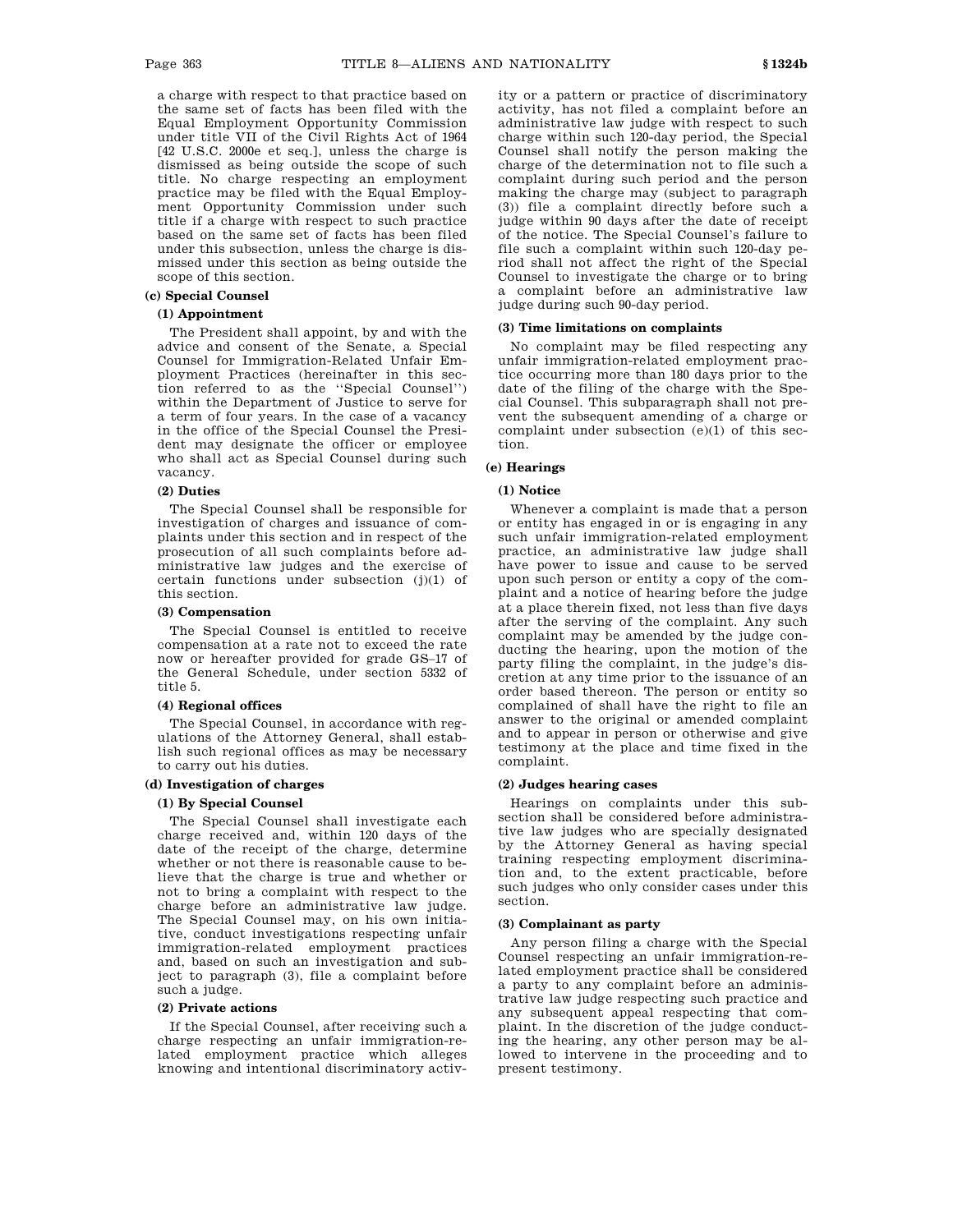a charge with respect to that practice based on the same set of facts has been filed with the Equal Employment Opportunity Commission under title VII of the Civil Rights Act of 1964 [42 U.S.C. 2000e et seq.], unless the charge is dismissed as being outside the scope of such title. No charge respecting an employment practice may be filed with the Equal Employment Opportunity Commission under such title if a charge with respect to such practice based on the same set of facts has been filed under this subsection, unless the charge is dismissed under this section as being outside the scope of this section.

#### (c) Special Counsel

##### (1) Appointment

The President shall appoint, by and with the advice and consent of the Senate, a Special Counsel for Immigration-Related Unfair Employment Practices (hereinafter in this section referred to as the "Special Counsel") within the Department of Justice to serve for a term of four years. In the case of a vacancy in the office of the Special Counsel the President may designate the officer or employee who shall act as Special Counsel during such vacancy.

##### (2) Duties

The Special Counsel shall be responsible for investigation of charges and issuance of complaints under this section and in respect of the prosecution of all such complaints before administrative law judges and the exercise of certain functions under subsection (j)(1) of this section.

##### (3) Compensation

The Special Counsel is entitled to receive compensation at a rate not to exceed the rate now or hereafter provided for grade GS–17 of the General Schedule, under section 5332 of title 5.

##### (4) Regional offices

The Special Counsel, in accordance with regulations of the Attorney General, shall establish such regional offices as may be necessary to carry out his duties.

#### (d) Investigation of charges

##### (1) By Special Counsel

The Special Counsel shall investigate each charge received and, within 120 days of the date of the receipt of the charge, determine whether or not there is reasonable cause to believe that the charge is true and whether or not to bring a complaint with respect to the charge before an administrative law judge. The Special Counsel may, on his own initiative, conduct investigations respecting unfair immigration-related employment practices and, based on such an investigation and subject to paragraph (3), file a complaint before such a judge.

##### (2) Private actions

If the Special Counsel, after receiving such a charge respecting an unfair immigration-related employment practice which alleges knowing and intentional discriminatory activity or a pattern or practice of discriminatory activity, has not filed a complaint before an administrative law judge with respect to such charge within such 120-day period, the Special Counsel shall notify the person making the charge of the determination not to file such a complaint during such period and the person making the charge may (subject to paragraph (3)) file a complaint directly before such a judge within 90 days after the date of receipt of the notice. The Special Counsel's failure to file such a complaint within such 120-day period shall not affect the right of the Special Counsel to investigate the charge or to bring a complaint before an administrative law judge during such 90-day period.

##### (3) Time limitations on complaints

No complaint may be filed respecting any unfair immigration-related employment practice occurring more than 180 days prior to the date of the filing of the charge with the Special Counsel. This subparagraph shall not prevent the subsequent amending of a charge or complaint under subsection (e)(1) of this section.

#### (e) Hearings

##### (1) Notice

Whenever a complaint is made that a person or entity has engaged in or is engaging in any such unfair immigration-related employment practice, an administrative law judge shall have power to issue and cause to be served upon such person or entity a copy of the complaint and a notice of hearing before the judge at a place therein fixed, not less than five days after the serving of the complaint. Any such complaint may be amended by the judge conducting the hearing, upon the motion of the party filing the complaint, in the judge's discretion at any time prior to the issuance of an order based thereon. The person or entity so complained of shall have the right to file an answer to the original or amended complaint and to appear in person or otherwise and give testimony at the place and time fixed in the complaint.

##### (2) Judges hearing cases

Hearings on complaints under this subsection shall be considered before administrative law judges who are specially designated by the Attorney General as having special training respecting employment discrimination and, to the extent practicable, before such judges who only consider cases under this section.

##### (3) Complainant as party

Any person filing a charge with the Special Counsel respecting an unfair immigration-related employment practice shall be considered a party to any complaint before an administrative law judge respecting such practice and any subsequent appeal respecting that complaint. In the discretion of the judge conducting the hearing, any other person may be allowed to intervene in the proceeding and to present testimony.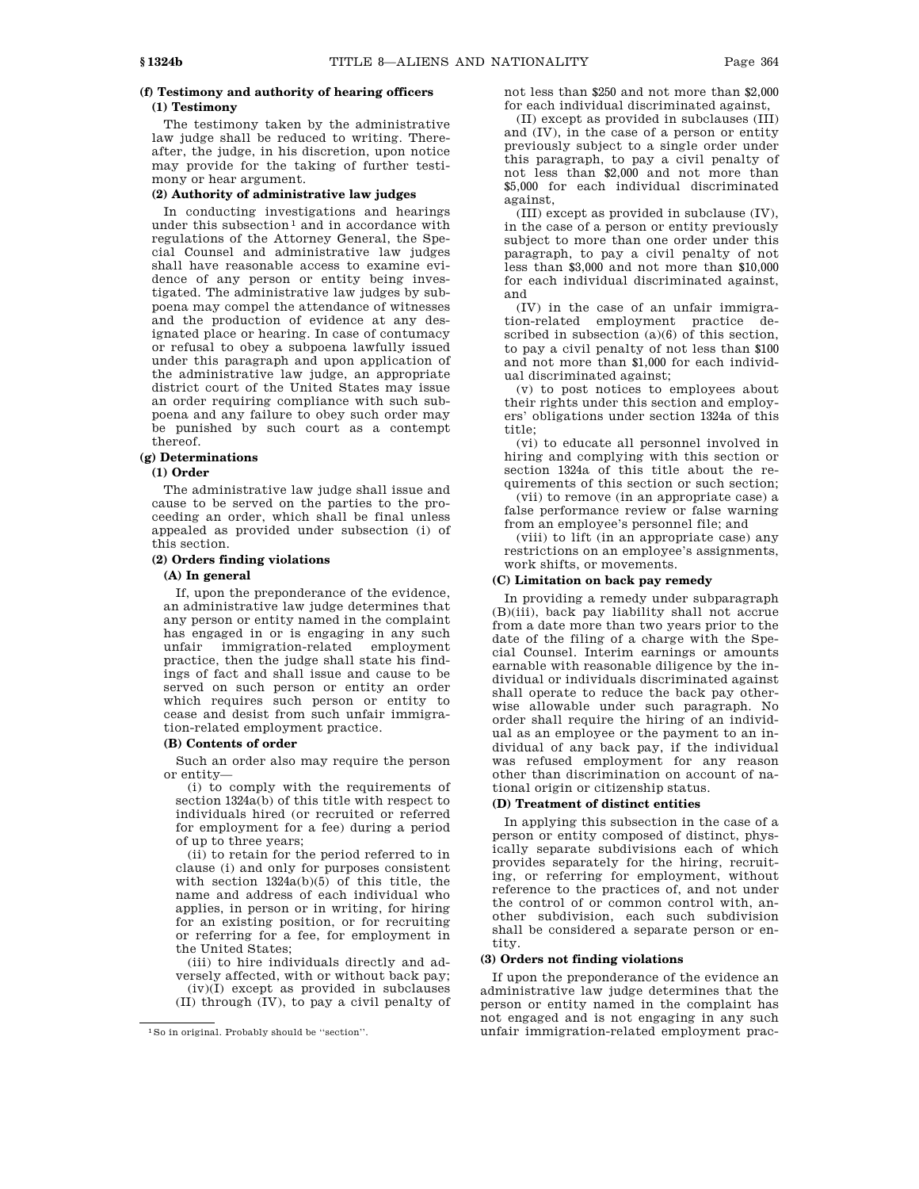**(f) Testimony and authority of hearing officers**

**(1) Testimony**

The testimony taken by the administrative law judge shall be reduced to writing. Thereafter, the judge, in his discretion, upon notice may provide for the taking of further testimony or hear argument.

**(2) Authority of administrative law judges**

In conducting investigations and hearings under this subsection[1] and in accordance with regulations of the Attorney General, the Special Counsel and administrative law judges shall have reasonable access to examine evidence of any person or entity being investigated. The administrative law judges by subpoena may compel the attendance of witnesses and the production of evidence at any designated place or hearing. In case of contumacy or refusal to obey a subpoena lawfully issued under this paragraph and upon application of the administrative law judge, an appropriate district court of the United States may issue an order requiring compliance with such subpoena and any failure to obey such order may be punished by such court as a contempt thereof.

**(g) Determinations**

**(1) Order**

The administrative law judge shall issue and cause to be served on the parties to the proceeding an order, which shall be final unless appealed as provided under subsection (i) of this section.

**(2) Orders finding violations**

**(A) In general**

If, upon the preponderance of the evidence, an administrative law judge determines that any person or entity named in the complaint has engaged in or is engaging in any such unfair immigration-related employment practice, then the judge shall state his findings of fact and shall issue and cause to be served on such person or entity an order which requires such person or entity to cease and desist from such unfair immigration-related employment practice.

**(B) Contents of order**

Such an order also may require the person or entity—

(i) to comply with the requirements of section 1324a(b) of this title with respect to individuals hired (or recruited or referred for employment for a fee) during a period of up to three years;

(ii) to retain for the period referred to in clause (i) and only for purposes consistent with section 1324a(b)(5) of this title, the name and address of each individual who applies, in person or in writing, for hiring for an existing position, or for recruiting or referring for a fee, for employment in the United States;

(iii) to hire individuals directly and adversely affected, with or without back pay;

(iv)(I) except as provided in subclauses (II) through (IV), to pay a civil penalty of not less than $250 and not more than $2,000 for each individual discriminated against,

(II) except as provided in subclauses (III) and (IV), in the case of a person or entity previously subject to a single order under this paragraph, to pay a civil penalty of not less than $2,000 and not more than $5,000 for each individual discriminated against,

(III) except as provided in subclause (IV), in the case of a person or entity previously subject to more than one order under this paragraph, to pay a civil penalty of not less than $3,000 and not more than $10,000 for each individual discriminated against, and

(IV) in the case of an unfair immigration-related employment practice described in subsection (a)(6) of this section, to pay a civil penalty of not less than $100 and not more than $1,000 for each individual discriminated against;

(v) to post notices to employees about their rights under this section and employers' obligations under section 1324a of this title;

(vi) to educate all personnel involved in hiring and complying with this section or section 1324a of this title about the requirements of this section or such section;

(vii) to remove (in an appropriate case) a false performance review or false warning from an employee's personnel file; and

(viii) to lift (in an appropriate case) any restrictions on an employee's assignments, work shifts, or movements.

**(C) Limitation on back pay remedy**

In providing a remedy under subparagraph (B)(iii), back pay liability shall not accrue from a date more than two years prior to the date of the filing of a charge with the Special Counsel. Interim earnings or amounts earnable with reasonable diligence by the individual or individuals discriminated against shall operate to reduce the back pay otherwise allowable under such paragraph. No order shall require the hiring of an individual as an employee or the payment to an individual of any back pay, if the individual was refused employment for any reason other than discrimination on account of national origin or citizenship status.

**(D) Treatment of distinct entities**

In applying this subsection in the case of a person or entity composed of distinct, physically separate subdivisions each of which provides separately for the hiring, recruiting, or referring for employment, without reference to the practices of, and not under the control of or common control with, another subdivision, each such subdivision shall be considered a separate person or entity.

**(3) Orders not finding violations**

If upon the preponderance of the evidence an administrative law judge determines that the person or entity named in the complaint has not engaged and is not engaging in any such unfair immigration-related employment prac-

[1] So in original. Probably should be "section".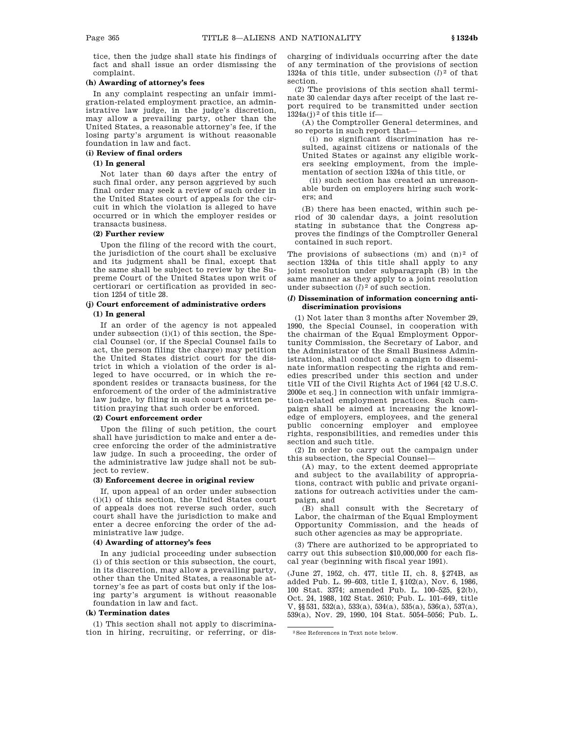tice, then the judge shall state his findings of fact and shall issue an order dismissing the complaint.

#### (h) Awarding of attorney's fees

In any complaint respecting an unfair immigration-related employment practice, an administrative law judge, in the judge's discretion, may allow a prevailing party, other than the United States, a reasonable attorney's fee, if the losing party's argument is without reasonable foundation in law and fact.

#### (i) Review of final orders

##### (1) In general

Not later than 60 days after the entry of such final order, any person aggrieved by such final order may seek a review of such order in the United States court of appeals for the circuit in which the violation is alleged to have occurred or in which the employer resides or transacts business.

##### (2) Further review

Upon the filing of the record with the court, the jurisdiction of the court shall be exclusive and its judgment shall be final, except that the same shall be subject to review by the Supreme Court of the United States upon writ of certiorari or certification as provided in section 1254 of title 28.

#### (j) Court enforcement of administrative orders

##### (1) In general

If an order of the agency is not appealed under subsection (i)(1) of this section, the Special Counsel (or, if the Special Counsel fails to act, the person filing the charge) may petition the United States district court for the district in which a violation of the order is alleged to have occurred, or in which the respondent resides or transacts business, for the enforcement of the order of the administrative law judge, by filing in such court a written petition praying that such order be enforced.

##### (2) Court enforcement order

Upon the filing of such petition, the court shall have jurisdiction to make and enter a decree enforcing the order of the administrative law judge. In such a proceeding, the order of the administrative law judge shall not be subject to review.

##### (3) Enforcement decree in original review

If, upon appeal of an order under subsection (i)(1) of this section, the United States court of appeals does not reverse such order, such court shall have the jurisdiction to make and enter a decree enforcing the order of the administrative law judge.

##### (4) Awarding of attorney's fees

In any judicial proceeding under subsection (i) of this section or this subsection, the court, in its discretion, may allow a prevailing party, other than the United States, a reasonable attorney's fee as part of costs but only if the losing party's argument is without reasonable foundation in law and fact.

#### (k) Termination dates

(1) This section shall not apply to discrimination in hiring, recruiting, or referring, or discharging of individuals occurring after the date of any termination of the provisions of section 1324a of this title, under subsection (*l*)[2] of that section.

(2) The provisions of this section shall terminate 30 calendar days after receipt of the last report required to be transmitted under section 1324a(j)[2] of this title if—

(A) the Comptroller General determines, and so reports in such report that—

(i) no significant discrimination has resulted, against citizens or nationals of the United States or against any eligible workers seeking employment, from the implementation of section 1324a of this title, or

(ii) such section has created an unreasonable burden on employers hiring such workers; and

(B) there has been enacted, within such period of 30 calendar days, a joint resolution stating in substance that the Congress approves the findings of the Comptroller General contained in such report.

The provisions of subsections (m) and (n)[2] of section 1324a of this title shall apply to any joint resolution under subparagraph (B) in the same manner as they apply to a joint resolution under subsection (*l*)[2] of such section.

#### (*l*) Dissemination of information concerning anti-discrimination provisions

(1) Not later than 3 months after November 29, 1990, the Special Counsel, in cooperation with the chairman of the Equal Employment Opportunity Commission, the Secretary of Labor, and the Administrator of the Small Business Administration, shall conduct a campaign to disseminate information respecting the rights and remedies prescribed under this section and under title VII of the Civil Rights Act of 1964 [42 U.S.C. 2000e et seq.] in connection with unfair immigration-related employment practices. Such campaign shall be aimed at increasing the knowledge of employers, employees, and the general public concerning employer and employee rights, responsibilities, and remedies under this section and such title.

(2) In order to carry out the campaign under this subsection, the Special Counsel—

(A) may, to the extent deemed appropriate and subject to the availability of appropriations, contract with public and private organizations for outreach activities under the campaign, and

(B) shall consult with the Secretary of Labor, the chairman of the Equal Employment Opportunity Commission, and the heads of such other agencies as may be appropriate.

(3) There are authorized to be appropriated to carry out this subsection $10,000,000 for each fiscal year (beginning with fiscal year 1991).

(June 27, 1952, ch. 477, title II, ch. 8, §274B, as added Pub. L. 99–603, title I, §102(a), Nov. 6, 1986, 100 Stat. 3374; amended Pub. L. 100–525, §2(b), Oct. 24, 1988, 102 Stat. 2610; Pub. L. 101–649, title V, §§531, 532(a), 533(a), 534(a), 535(a), 536(a), 537(a), 539(a), Nov. 29, 1990, 104 Stat. 5054–5056; Pub. L.

[2] See References in Text note below.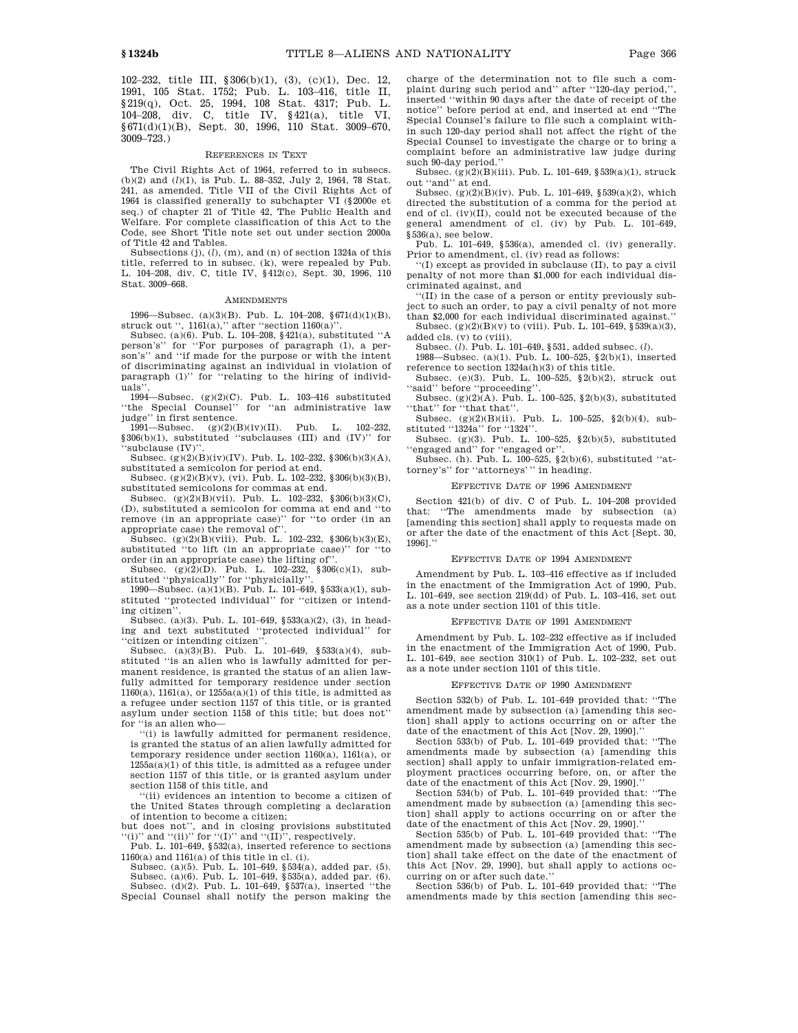102–232, title III, §306(b)(1), (3), (c)(1), Dec. 12, 1991, 105 Stat. 1752; Pub. L. 103–416, title II, §219(q), Oct. 25, 1994, 108 Stat. 4317; Pub. L. 104–208, div. C, title IV, §421(a), title VI, §671(d)(1)(B), Sept. 30, 1996, 110 Stat. 3009–670, 3009–723.)

REFERENCES IN TEXT

The Civil Rights Act of 1964, referred to in subsecs. (b)(2) and (*l*)(1), is Pub. L. 88–352, July 2, 1964, 78 Stat. 241, as amended. Title VII of the Civil Rights Act of 1964 is classified generally to subchapter VI (§2000e et seq.) of chapter 21 of Title 42, The Public Health and Welfare. For complete classification of this Act to the Code, see Short Title note set out under section 2000a of Title 42 and Tables.

Subsections (j), (*l*), (m), and (n) of section 1324a of this title, referred to in subsec. (k), were repealed by Pub. L. 104–208, div. C, title IV, §412(c), Sept. 30, 1996, 110 Stat. 3009–668.

AMENDMENTS

1996—Subsec. (a)(3)(B). Pub. L. 104–208, §671(d)(1)(B), struck out '', 1161(a),'' after ''section 1160(a)''.

Subsec. (a)(6). Pub. L. 104–208, §421(a), substituted ''A person's'' for ''For purposes of paragraph (1), a person's'' and ''if made for the purpose or with the intent of discriminating against an individual in violation of paragraph (1)'' for ''relating to the hiring of individuals''.

1994—Subsec. (g)(2)(C). Pub. L. 103–416 substituted ''the Special Counsel'' for ''an administrative law judge'' in first sentence.

1991—Subsec. (g)(2)(B)(iv)(II). Pub. L. 102–232, §306(b)(1), substituted ''subclauses (III) and (IV)'' for ''subclause (IV)''.

Subsec. (g)(2)(B)(iv)(IV). Pub. L. 102–232, §306(b)(3)(A), substituted a semicolon for period at end.

Subsec. (g)(2)(B)(v), (vi). Pub. L. 102–232, §306(b)(3)(B), substituted semicolons for commas at end.

Subsec. (g)(2)(B)(vii). Pub. L. 102–232, §306(b)(3)(C), (D), substituted a semicolon for comma at end and ''to remove (in an appropriate case)'' for ''to order (in an appropriate case) the removal of''.

Subsec. (g)(2)(B)(viii). Pub. L. 102–232, §306(b)(3)(E), substituted ''to lift (in an appropriate case)'' for ''to order (in an appropriate case) the lifting of''.

Subsec. (g)(2)(D). Pub. L. 102–232, §306(c)(1), substituted ''physically'' for ''physicially''.

1990—Subsec. (a)(1)(B). Pub. L. 101–649, §533(a)(1), substituted ''protected individual'' for ''citizen or intending citizen''.

Subsec. (a)(3). Pub. L. 101–649, §533(a)(2), (3), in heading and text substituted ''protected individual'' for ''citizen or intending citizen''.

Subsec. (a)(3)(B). Pub. L. 101–649, §533(a)(4), substituted ''is an alien who is lawfully admitted for permanent residence, is granted the status of an alien lawfully admitted for temporary residence under section 1160(a), 1161(a), or 1255a(a)(1) of this title, is admitted as a refugee under section 1157 of this title, or is granted asylum under section 1158 of this title; but does not'' for ''is an alien who—

''(i) is lawfully admitted for permanent residence, is granted the status of an alien lawfully admitted for temporary residence under section 1160(a), 1161(a), or 1255a(a)(1) of this title, is admitted as a refugee under section 1157 of this title, or is granted asylum under section 1158 of this title, and

''(ii) evidences an intention to become a citizen of the United States through completing a declaration of intention to become a citizen;

but does not'', and in closing provisions substituted ''(i)'' and ''(ii)'' for ''(I)'' and ''(II)'', respectively.

Pub. L. 101–649, §532(a), inserted reference to sections 1160(a) and 1161(a) of this title in cl. (i).

Subsec. (a)(5). Pub. L. 101–649, §534(a), added par. (5).

Subsec. (a)(6). Pub. L. 101–649, §535(a), added par. (6).

Subsec. (d)(2). Pub. L. 101–649, §537(a), inserted ''the Special Counsel shall notify the person making the charge of the determination not to file such a complaint during such period and'' after ''120-day period,'', inserted ''within 90 days after the date of receipt of the notice'' before period at end, and inserted at end ''The Special Counsel's failure to file such a complaint within such 120-day period shall not affect the right of the Special Counsel to investigate the charge or to bring a complaint before an administrative law judge during such 90-day period.''

Subsec. (g)(2)(B)(iii). Pub. L. 101–649, §539(a)(1), struck out ''and'' at end.

Subsec. (g)(2)(B)(iv). Pub. L. 101–649, §539(a)(2), which directed the substitution of a comma for the period at end of cl. (iv)(II), could not be executed because of the general amendment of cl. (iv) by Pub. L. 101–649, §536(a), see below.

Pub. L. 101–649, §536(a), amended cl. (iv) generally. Prior to amendment, cl. (iv) read as follows:

''(I) except as provided in subclause (II), to pay a civil penalty of not more than $1,000 for each individual discriminated against, and

''(II) in the case of a person or entity previously subject to such an order, to pay a civil penalty of not more than $2,000 for each individual discriminated against.''

Subsec. (g)(2)(B)(v) to (viii). Pub. L. 101–649, §539(a)(3), added cls. (v) to (viii).

Subsec. (*l*). Pub. L. 101–649, §531, added subsec. (*l*).

1988—Subsec. (a)(1). Pub. L. 100–525, §2(b)(1), inserted reference to section 1324a(h)(3) of this title.

Subsec. (e)(3). Pub. L. 100–525, §2(b)(2), struck out ''said'' before ''proceeding''.

Subsec. (g)(2)(A). Pub. L. 100–525, §2(b)(3), substituted ''that'' for ''that that''.

Subsec. (g)(2)(B)(ii). Pub. L. 100–525, §2(b)(4), substituted ''1324a'' for ''1324''.

Subsec. (g)(3). Pub. L. 100–525, §2(b)(5), substituted ''engaged and'' for ''engaged or''.

Subsec. (h). Pub. L. 100–525, §2(b)(6), substituted ''attorney's'' for ''attorneys' '' in heading.

EFFECTIVE DATE OF 1996 AMENDMENT

Section 421(b) of div. C of Pub. L. 104–208 provided that: ''The amendments made by subsection (a) [amending this section] shall apply to requests made on or after the date of the enactment of this Act [Sept. 30, 1996].''

EFFECTIVE DATE OF 1994 AMENDMENT

Amendment by Pub. L. 103–416 effective as if included in the enactment of the Immigration Act of 1990, Pub. L. 101–649, see section 219(dd) of Pub. L. 103–416, set out as a note under section 1101 of this title.

EFFECTIVE DATE OF 1991 AMENDMENT

Amendment by Pub. L. 102–232 effective as if included in the enactment of the Immigration Act of 1990, Pub. L. 101–649, see section 310(1) of Pub. L. 102–232, set out as a note under section 1101 of this title.

EFFECTIVE DATE OF 1990 AMENDMENT

Section 532(b) of Pub. L. 101–649 provided that: ''The amendment made by subsection (a) [amending this section] shall apply to actions occurring on or after the date of the enactment of this Act [Nov. 29, 1990].''

Section 533(b) of Pub. L. 101–649 provided that: ''The amendments made by subsection (a) [amending this section] shall apply to unfair immigration-related employment practices occurring before, on, or after the date of the enactment of this Act [Nov. 29, 1990].''

Section 534(b) of Pub. L. 101–649 provided that: ''The amendment made by subsection (a) [amending this section] shall apply to actions occurring on or after the date of the enactment of this Act [Nov. 29, 1990].''

Section 535(b) of Pub. L. 101–649 provided that: ''The amendment made by subsection (a) [amending this section] shall take effect on the date of the enactment of this Act [Nov. 29, 1990], but shall apply to actions occurring on or after such date.''

Section 536(b) of Pub. L. 101–649 provided that: ''The amendments made by this section [amending this sec-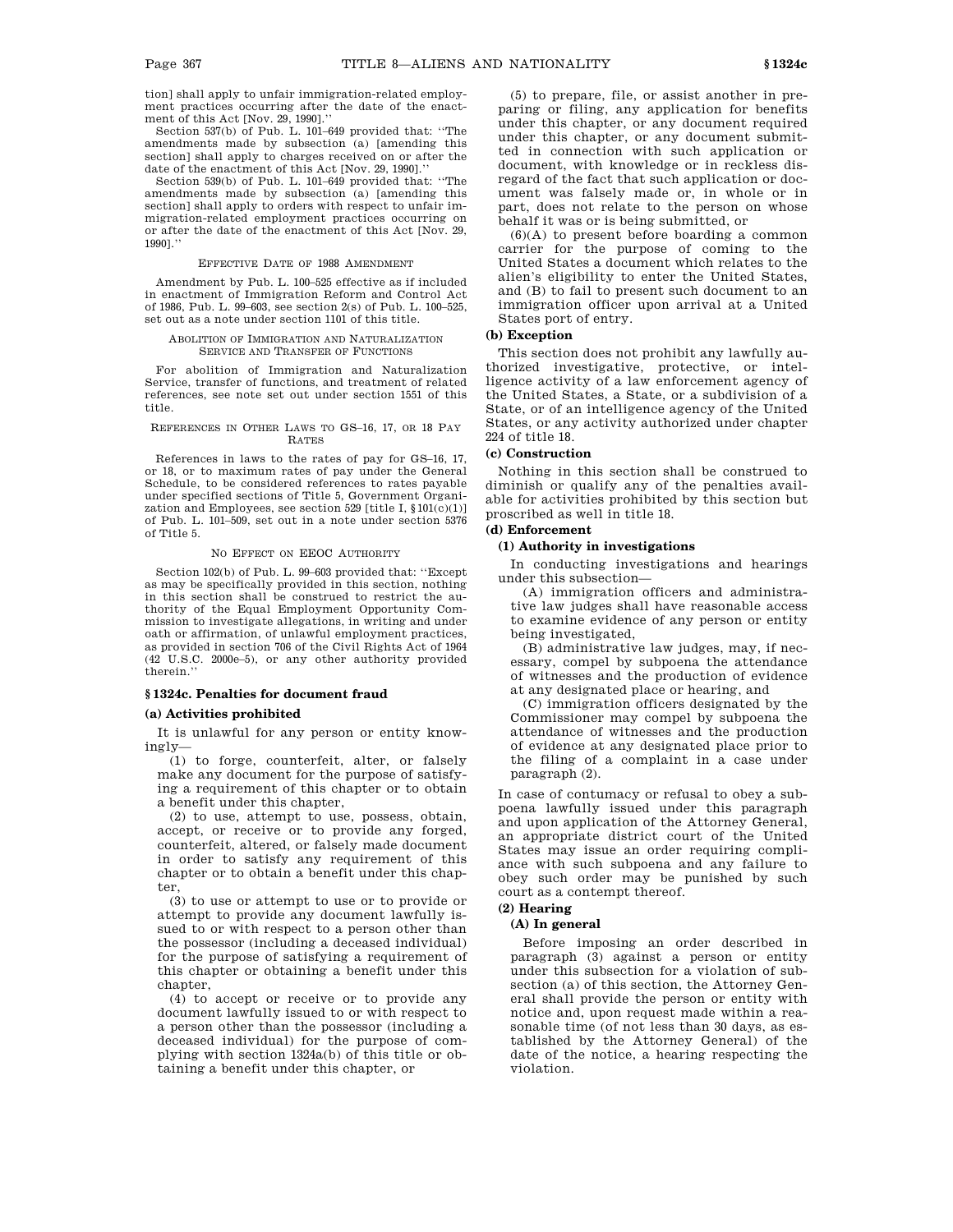tion] shall apply to unfair immigration-related employment practices occurring after the date of the enactment of this Act [Nov. 29, 1990].''

Section 537(b) of Pub. L. 101–649 provided that: ''The amendments made by subsection (a) [amending this section] shall apply to charges received on or after the date of the enactment of this Act [Nov. 29, 1990].''

Section 539(b) of Pub. L. 101–649 provided that: ''The amendments made by subsection (a) [amending this section] shall apply to orders with respect to unfair immigration-related employment practices occurring on or after the date of the enactment of this Act [Nov. 29, 1990].''

EFFECTIVE DATE OF 1988 AMENDMENT

Amendment by Pub. L. 100–525 effective as if included in enactment of Immigration Reform and Control Act of 1986, Pub. L. 99–603, see section 2(s) of Pub. L. 100–525, set out as a note under section 1101 of this title.

ABOLITION OF IMMIGRATION AND NATURALIZATION SERVICE AND TRANSFER OF FUNCTIONS

For abolition of Immigration and Naturalization Service, transfer of functions, and treatment of related references, see note set out under section 1551 of this title.

REFERENCES IN OTHER LAWS TO GS–16, 17, OR 18 PAY RATES

References in laws to the rates of pay for GS–16, 17, or 18, or to maximum rates of pay under the General Schedule, to be considered references to rates payable under specified sections of Title 5, Government Organization and Employees, see section 529 [title I, §101(c)(1)] of Pub. L. 101–509, set out in a note under section 5376 of Title 5.

NO EFFECT ON EEOC AUTHORITY

Section 102(b) of Pub. L. 99–603 provided that: ''Except as may be specifically provided in this section, nothing in this section shall be construed to restrict the authority of the Equal Employment Opportunity Commission to investigate allegations, in writing and under oath or affirmation, of unlawful employment practices, as provided in section 706 of the Civil Rights Act of 1964 (42 U.S.C. 2000e–5), or any other authority provided therein.''

## § 1324c. Penalties for document fraud

### (a) Activities prohibited

It is unlawful for any person or entity knowingly—

(1) to forge, counterfeit, alter, or falsely make any document for the purpose of satisfying a requirement of this chapter or to obtain a benefit under this chapter,

(2) to use, attempt to use, possess, obtain, accept, or receive or to provide any forged, counterfeit, altered, or falsely made document in order to satisfy any requirement of this chapter or to obtain a benefit under this chapter,

(3) to use or attempt to use or to provide or attempt to provide any document lawfully issued to or with respect to a person other than the possessor (including a deceased individual) for the purpose of satisfying a requirement of this chapter or obtaining a benefit under this chapter,

(4) to accept or receive or to provide any document lawfully issued to or with respect to a person other than the possessor (including a deceased individual) for the purpose of complying with section 1324a(b) of this title or obtaining a benefit under this chapter, or

(5) to prepare, file, or assist another in preparing or filing, any application for benefits under this chapter, or any document required under this chapter, or any document submitted in connection with such application or document, with knowledge or in reckless disregard of the fact that such application or document was falsely made or, in whole or in part, does not relate to the person on whose behalf it was or is being submitted, or

(6)(A) to present before boarding a common carrier for the purpose of coming to the United States a document which relates to the alien's eligibility to enter the United States, and (B) to fail to present such document to an immigration officer upon arrival at a United States port of entry.

### (b) Exception

This section does not prohibit any lawfully authorized investigative, protective, or intelligence activity of a law enforcement agency of the United States, a State, or a subdivision of a State, or of an intelligence agency of the United States, or any activity authorized under chapter 224 of title 18.

### (c) Construction

Nothing in this section shall be construed to diminish or qualify any of the penalties available for activities prohibited by this section but proscribed as well in title 18.

### (d) Enforcement

#### (1) Authority in investigations

In conducting investigations and hearings under this subsection—

(A) immigration officers and administrative law judges shall have reasonable access to examine evidence of any person or entity being investigated,

(B) administrative law judges, may, if necessary, compel by subpoena the attendance of witnesses and the production of evidence at any designated place or hearing, and

(C) immigration officers designated by the Commissioner may compel by subpoena the attendance of witnesses and the production of evidence at any designated place prior to the filing of a complaint in a case under paragraph (2).

In case of contumacy or refusal to obey a subpoena lawfully issued under this paragraph and upon application of the Attorney General, an appropriate district court of the United States may issue an order requiring compliance with such subpoena and any failure to obey such order may be punished by such court as a contempt thereof.

#### (2) Hearing

##### (A) In general

Before imposing an order described in paragraph (3) against a person or entity under this subsection for a violation of subsection (a) of this section, the Attorney General shall provide the person or entity with notice and, upon request made within a reasonable time (of not less than 30 days, as established by the Attorney General) of the date of the notice, a hearing respecting the violation.